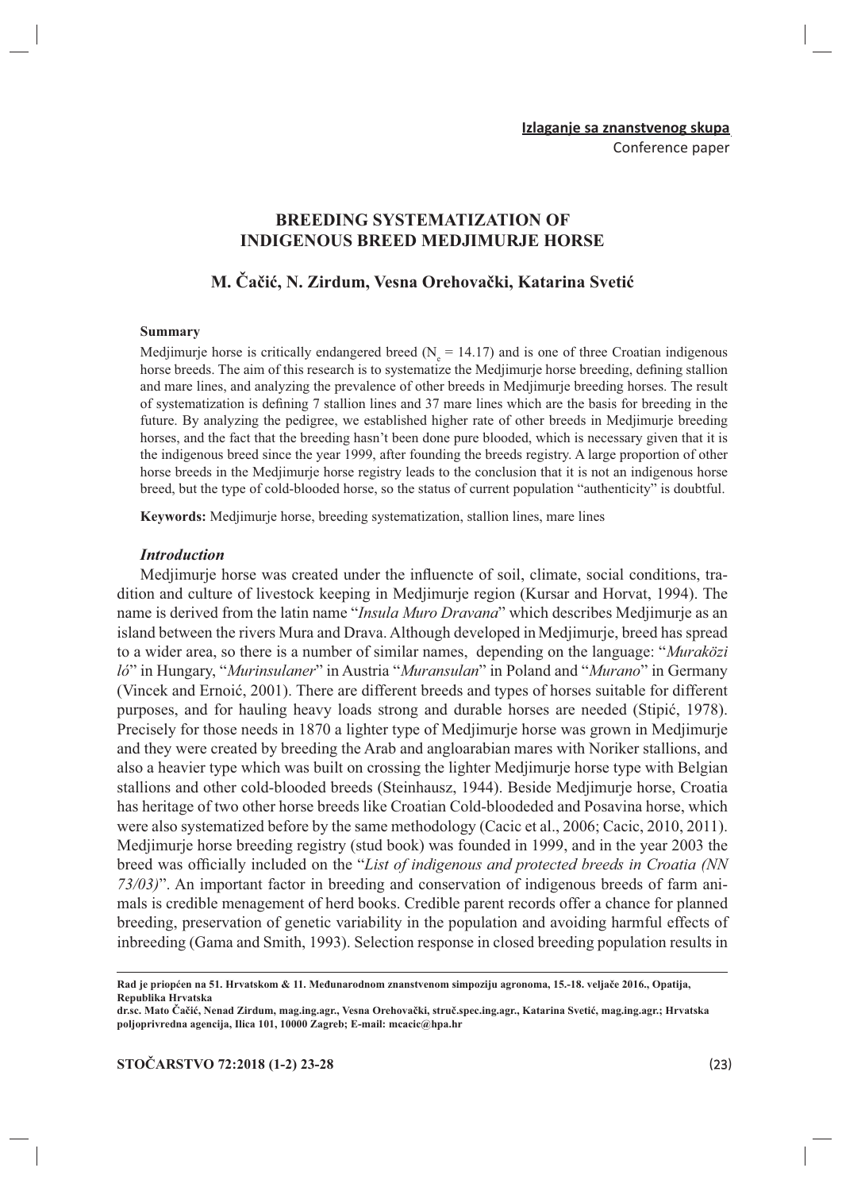**Izlaganje sa znanstvenog skupa**
Conference paper

# BREEDING SYSTEMATIZATION OF INDIGENOUS BREED MEDJIMURJE HORSE

## M. Čačić, N. Zirdum, Vesna Orehovački, Katarina Svetić

**Summary**

Medjimurje horse is critically endangered breed ($N_e = 14.17$) and is one of three Croatian indigenous horse breeds. The aim of this research is to systematize the Medjimurje horse breeding, defining stallion and mare lines, and analyzing the prevalence of other breeds in Medjimurje breeding horses. The result of systematization is defining 7 stallion lines and 37 mare lines which are the basis for breeding in the future. By analyzing the pedigree, we established higher rate of other breeds in Medjimurje breeding horses, and the fact that the breeding hasn't been done pure blooded, which is necessary given that it is the indigenous breed since the year 1999, after founding the breeds registry. A large proportion of other horse breeds in the Medjimurje horse registry leads to the conclusion that it is not an indigenous horse breed, but the type of cold-blooded horse, so the status of current population "authenticity" is doubtful.

**Keywords:** Medjimurje horse, breeding systematization, stallion lines, mare lines

### *Introduction*

Medjimurje horse was created under the influencte of soil, climate, social conditions, tradition and culture of livestock keeping in Medjimurje region (Kursar and Horvat, 1994). The name is derived from the latin name "*Insula Muro Dravana*" which describes Medjimurje as an island between the rivers Mura and Drava. Although developed in Medjimurje, breed has spread to a wider area, so there is a number of similar names, depending on the language: "*Muraközi ló*" in Hungary, "*Murinsulaner*" in Austria "*Muransulan*" in Poland and "*Murano*" in Germany (Vincek and Ernoić, 2001). There are different breeds and types of horses suitable for different purposes, and for hauling heavy loads strong and durable horses are needed (Stipić, 1978). Precisely for those needs in 1870 a lighter type of Medjimurje horse was grown in Medjimurje and they were created by breeding the Arab and angloarabian mares with Noriker stallions, and also a heavier type which was built on crossing the lighter Medjimurje horse type with Belgian stallions and other cold-blooded breeds (Steinhausz, 1944). Beside Medjimurje horse, Croatia has heritage of two other horse breeds like Croatian Cold-bloodeded and Posavina horse, which were also systematized before by the same methodology (Cacic et al., 2006; Cacic, 2010, 2011). Medjimurje horse breeding registry (stud book) was founded in 1999, and in the year 2003 the breed was officially included on the "*List of indigenous and protected breeds in Croatia (NN 73/03)*". An important factor in breeding and conservation of indigenous breeds of farm animals is credible menagement of herd books. Credible parent records offer a chance for planned breeding, preservation of genetic variability in the population and avoiding harmful effects of inbreeding (Gama and Smith, 1993). Selection response in closed breeding population results in

---

**Rad je priopćen na 51. Hrvatskom & 11. Međunarodnom znanstvenom simpoziju agronoma, 15.-18. veljače 2016., Opatija, Republika Hrvatska**

**dr.sc. Mato Čačić, Nenad Zirdum, mag.ing.agr., Vesna Orehovački, struč.spec.ing.agr., Katarina Svetić, mag.ing.agr.; Hrvatska poljoprivredna agencija, Ilica 101, 10000 Zagreb; E-mail: mcacic@hpa.hr**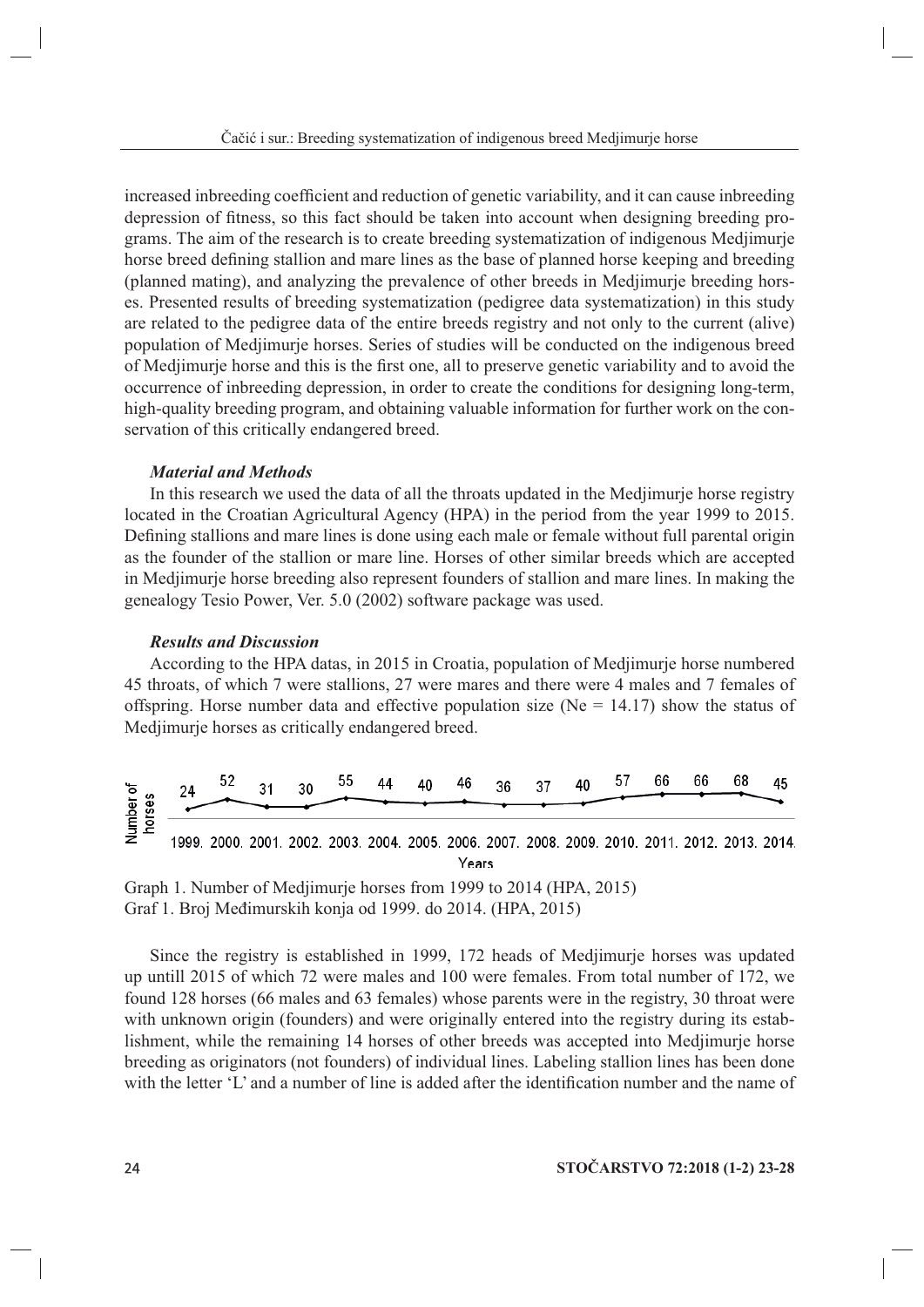increased inbreeding coefficient and reduction of genetic variability, and it can cause inbreeding depression of fitness, so this fact should be taken into account when designing breeding programs. The aim of the research is to create breeding systematization of indigenous Medjimurje horse breed defining stallion and mare lines as the base of planned horse keeping and breeding (planned mating), and analyzing the prevalence of other breeds in Medjimurje breeding horses. Presented results of breeding systematization (pedigree data systematization) in this study are related to the pedigree data of the entire breeds registry and not only to the current (alive) population of Medjimurje horses. Series of studies will be conducted on the indigenous breed of Medjimurje horse and this is the first one, all to preserve genetic variability and to avoid the occurrence of inbreeding depression, in order to create the conditions for designing long-term, high-quality breeding program, and obtaining valuable information for further work on the conservation of this critically endangered breed.

### *Material and Methods*

In this research we used the data of all the throats updated in the Medjimurje horse registry located in the Croatian Agricultural Agency (HPA) in the period from the year 1999 to 2015. Defining stallions and mare lines is done using each male or female without full parental origin as the founder of the stallion or mare line. Horses of other similar breeds which are accepted in Medjimurje horse breeding also represent founders of stallion and mare lines. In making the genealogy Tesio Power, Ver. 5.0 (2002) software package was used.

### *Results and Discussion*

According to the HPA datas, in 2015 in Croatia, population of Medjimurje horse numbered 45 throats, of which 7 were stallions, 27 were mares and there were 4 males and 7 females of offspring. Horse number data and effective population size (Ne = 14.17) show the status of Medjimurje horses as critically endangered breed.

| Years | 1999. | 2000. | 2001. | 2002. | 2003. | 2004. | 2005. | 2006. | 2007. | 2008. | 2009. | 2010. | 2011. | 2012. | 2013. | 2014. |
|---|---|---|---|---|---|---|---|---|---|---|---|---|---|---|---|---|
| Number of horses | 24 | 52 | 31 | 30 | 55 | 44 | 40 | 46 | 36 | 37 | 40 | 57 | 66 | 66 | 68 | 45 |

Graph 1. Number of Medjimurje horses from 1999 to 2014 (HPA, 2015)
Graf 1. Broj Međimurskih konja od 1999. do 2014. (HPA, 2015)

Since the registry is established in 1999, 172 heads of Medjimurje horses was updated up untill 2015 of which 72 were males and 100 were females. From total number of 172, we found 128 horses (66 males and 63 females) whose parents were in the registry, 30 throat were with unknown origin (founders) and were originally entered into the registry during its establishment, while the remaining 14 horses of other breeds was accepted into Medjimurje horse breeding as originators (not founders) of individual lines. Labeling stallion lines has been done with the letter 'L' and a number of line is added after the identification number and the name of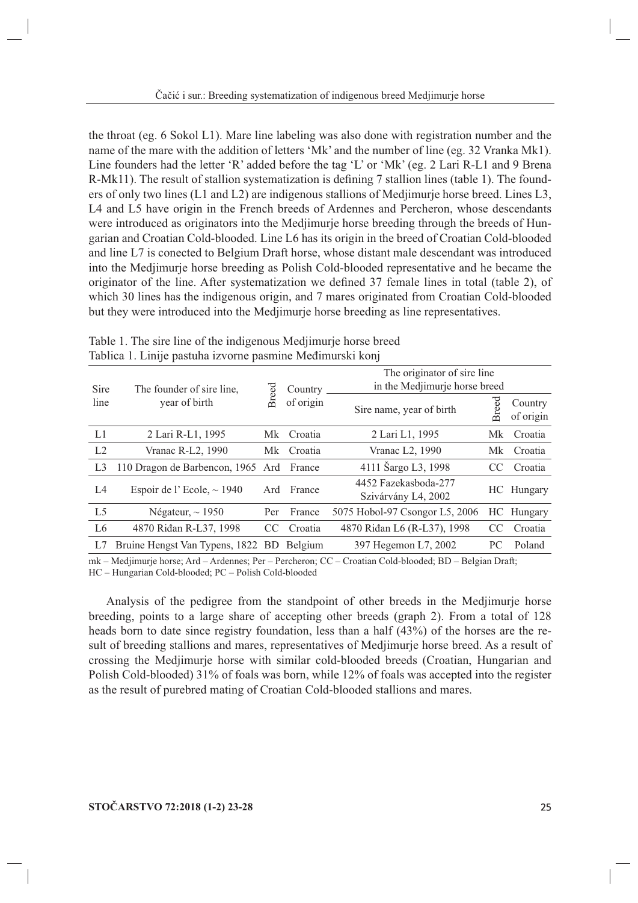the throat (eg. 6 Sokol L1). Mare line labeling was also done with registration number and the name of the mare with the addition of letters 'Mk' and the number of line (eg. 32 Vranka Mk1). Line founders had the letter 'R' added before the tag 'L' or 'Mk' (eg. 2 Lari R-L1 and 9 Brena R-Mk11). The result of stallion systematization is defining 7 stallion lines (table 1). The founders of only two lines (L1 and L2) are indigenous stallions of Medjimurje horse breed. Lines L3, L4 and L5 have origin in the French breeds of Ardennes and Percheron, whose descendants were introduced as originators into the Medjimurje horse breeding through the breeds of Hungarian and Croatian Cold-blooded. Line L6 has its origin in the breed of Croatian Cold-blooded and line L7 is conected to Belgium Draft horse, whose distant male descendant was introduced into the Medjimurje horse breeding as Polish Cold-blooded representative and he became the originator of the line. After systematization we defined 37 female lines in total (table 2), of which 30 lines has the indigenous origin, and 7 mares originated from Croatian Cold-blooded but they were introduced into the Medjimurje horse breeding as line representatives.

Table 1. The sire line of the indigenous Medjimurje horse breed
Tablica 1. Linije pastuha izvorne pasmine Međimurski konj

| Sire line | The founder of sire line, year of birth | Breed | Country of origin | The originator of sire line in the Medjimurje horse breed | | |
|---|---|---|---|---|---|---|
| | | | | Sire name, year of birth | Breed | Country of origin |
| L1 | 2 Lari R-L1, 1995 | Mk | Croatia | 2 Lari L1, 1995 | Mk | Croatia |
| L2 | Vranac R-L2, 1990 | Mk | Croatia | Vranac L2, 1990 | Mk | Croatia |
| L3 | 110 Dragon de Barbencon, 1965 | Ard | France | 4111 Šargo L3, 1998 | CC | Croatia |
| L4 | Espoir de l' Ecole, ~ 1940 | Ard | France | 4452 Fazekasboda-277 Szivárvány L4, 2002 | HC | Hungary |
| L5 | Négateur, ~ 1950 | Per | France | 5075 Hobol-97 Csongor L5, 2006 | HC | Hungary |
| L6 | 4870 Riđan R-L37, 1998 | CC | Croatia | 4870 Riđan L6 (R-L37), 1998 | CC | Croatia |
| L7 | Bruine Hengst Van Typens, 1822 | BD | Belgium | 397 Hegemon L7, 2002 | PC | Poland |

mk – Medjimurje horse; Ard – Ardennes; Per – Percheron; CC – Croatian Cold-blooded; BD – Belgian Draft; HC – Hungarian Cold-blooded; PC – Polish Cold-blooded

Analysis of the pedigree from the standpoint of other breeds in the Medjimurje horse breeding, points to a large share of accepting other breeds (graph 2). From a total of 128 heads born to date since registry foundation, less than a half (43%) of the horses are the result of breeding stallions and mares, representatives of Medjimurje horse breed. As a result of crossing the Medjimurje horse with similar cold-blooded breeds (Croatian, Hungarian and Polish Cold-blooded) 31% of foals was born, while 12% of foals was accepted into the register as the result of purebred mating of Croatian Cold-blooded stallions and mares.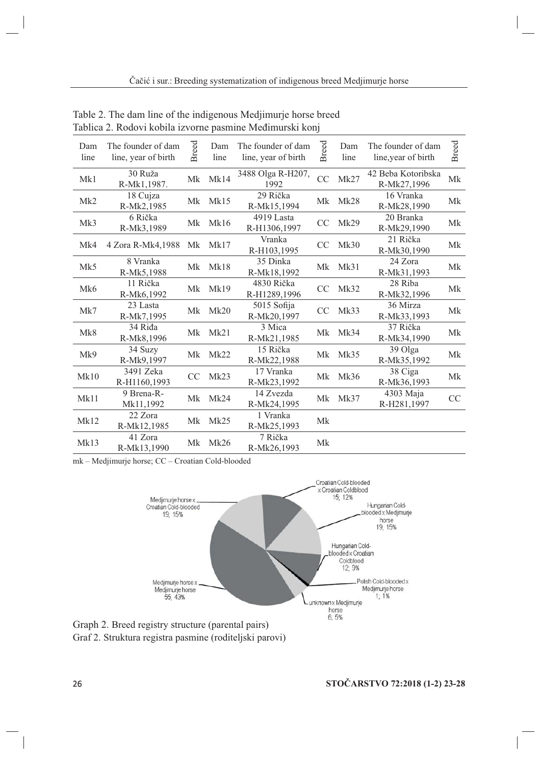Table 2. The dam line of the indigenous Medjimurje horse breed
Tablica 2. Rodovi kobila izvorne pasmine Međimurski konj

| Dam line | The founder of dam line, year of birth | Breed | Dam line | The founder of dam line, year of birth | Breed | Dam line | The founder of dam line,year of birth | Breed |
|---|---|---|---|---|---|---|---|---|
| Mk1 | 30 Ruža R-Mk1,1987. | Mk | Mk14 | 3488 Olga R-H207, 1992 | CC | Mk27 | 42 Beba Kotoribska R-Mk27,1996 | Mk |
| Mk2 | 18 Cujza R-Mk2,1985 | Mk | Mk15 | 29 Rička R-Mk15,1994 | Mk | Mk28 | 16 Vranka R-Mk28,1990 | Mk |
| Mk3 | 6 Rička R-Mk3,1989 | Mk | Mk16 | 4919 Lasta R-H1306,1997 | CC | Mk29 | 20 Branka R-Mk29,1990 | Mk |
| Mk4 | 4 Zora R-Mk4,1988 | Mk | Mk17 | Vranka R-H103,1995 | CC | Mk30 | 21 Rička R-Mk30,1990 | Mk |
| Mk5 | 8 Vranka R-Mk5,1988 | Mk | Mk18 | 35 Dinka R-Mk18,1992 | Mk | Mk31 | 24 Zora R-Mk31,1993 | Mk |
| Mk6 | 11 Rička R-Mk6,1992 | Mk | Mk19 | 4830 Rička R-H1289,1996 | CC | Mk32 | 28 Riba R-Mk32,1996 | Mk |
| Mk7 | 23 Lasta R-Mk7,1995 | Mk | Mk20 | 5015 Sofija R-Mk20,1997 | CC | Mk33 | 36 Mirza R-Mk33,1993 | Mk |
| Mk8 | 34 Riđa R-Mk8,1996 | Mk | Mk21 | 3 Mica R-Mk21,1985 | Mk | Mk34 | 37 Rička R-Mk34,1990 | Mk |
| Mk9 | 34 Suzy R-Mk9,1997 | Mk | Mk22 | 15 Rička R-Mk22,1988 | Mk | Mk35 | 39 Olga R-Mk35,1992 | Mk |
| Mk10 | 3491 Zeka R-H1160,1993 | CC | Mk23 | 17 Vranka R-Mk23,1992 | Mk | Mk36 | 38 Ciga R-Mk36,1993 | Mk |
| Mk11 | 9 Brena-R-Mk11,1992 | Mk | Mk24 | 14 Zvezda R-Mk24,1995 | Mk | Mk37 | 4303 Maja R-H281,1997 | CC |
| Mk12 | 22 Zora R-Mk12,1985 | Mk | Mk25 | 1 Vranka R-Mk25,1993 | Mk | | | |
| Mk13 | 41 Zora R-Mk13,1990 | Mk | Mk26 | 7 Rička R-Mk26,1993 | Mk | | | |

mk – Medjimurje horse; CC – Croatian Cold-blooded

Graph 2. Breed registry structure (parental pairs)
Graf 2. Struktura registra pasmine (roditeljski parovi)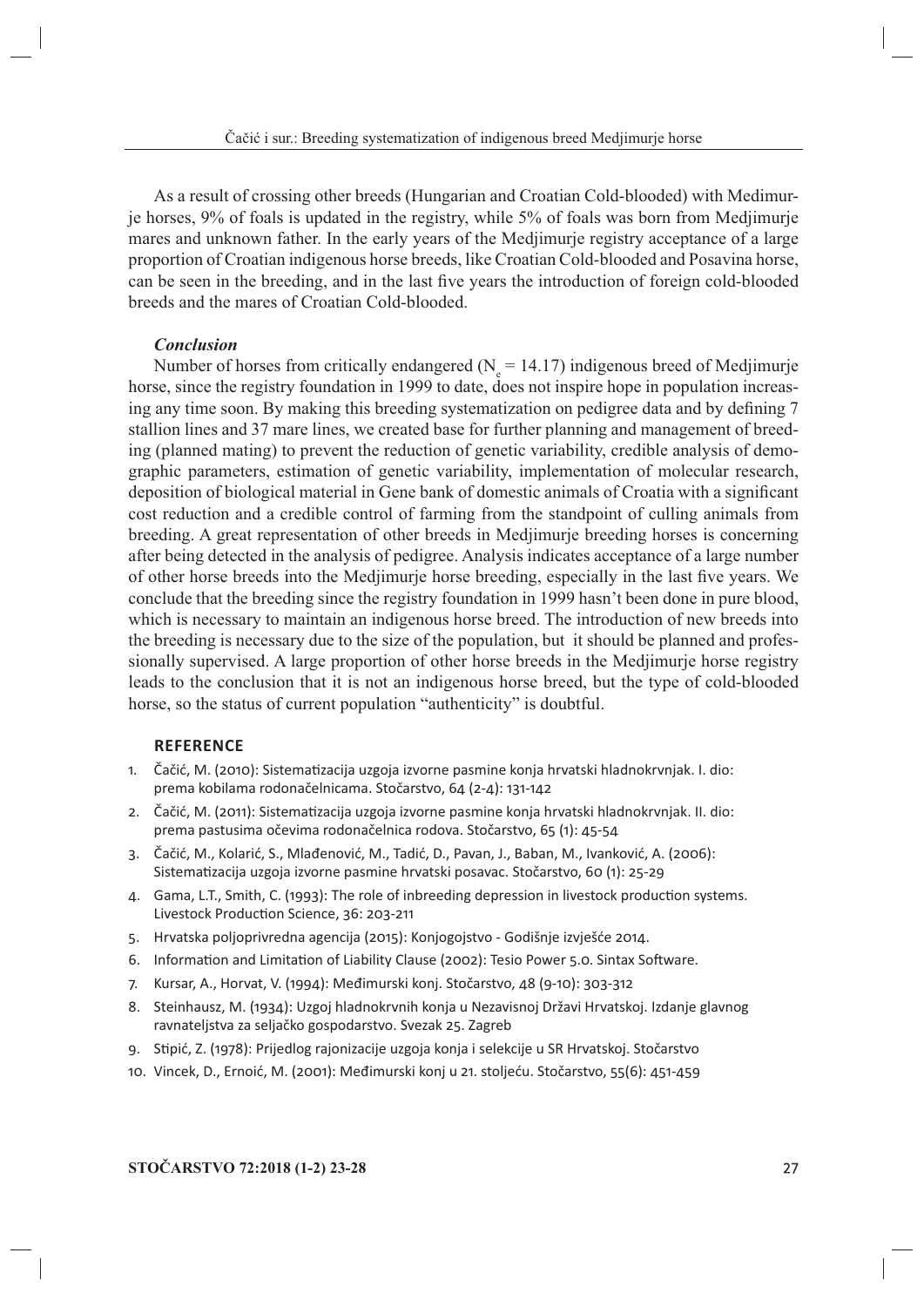As a result of crossing other breeds (Hungarian and Croatian Cold-blooded) with Medimurje horses, 9% of foals is updated in the registry, while 5% of foals was born from Medjimurje mares and unknown father. In the early years of the Medjimurje registry acceptance of a large proportion of Croatian indigenous horse breeds, like Croatian Cold-blooded and Posavina horse, can be seen in the breeding, and in the last five years the introduction of foreign cold-blooded breeds and the mares of Croatian Cold-blooded.

### *Conclusion*

Number of horses from critically endangered ($N_e = 14.17$) indigenous breed of Medjimurje horse, since the registry foundation in 1999 to date, does not inspire hope in population increasing any time soon. By making this breeding systematization on pedigree data and by defining 7 stallion lines and 37 mare lines, we created base for further planning and management of breeding (planned mating) to prevent the reduction of genetic variability, credible analysis of demographic parameters, estimation of genetic variability, implementation of molecular research, deposition of biological material in Gene bank of domestic animals of Croatia with a significant cost reduction and a credible control of farming from the standpoint of culling animals from breeding. A great representation of other breeds in Medjimurje breeding horses is concerning after being detected in the analysis of pedigree. Analysis indicates acceptance of a large number of other horse breeds into the Medjimurje horse breeding, especially in the last five years. We conclude that the breeding since the registry foundation in 1999 hasn't been done in pure blood, which is necessary to maintain an indigenous horse breed. The introduction of new breeds into the breeding is necessary due to the size of the population, but it should be planned and professionally supervised. A large proportion of other horse breeds in the Medjimurje horse registry leads to the conclusion that it is not an indigenous horse breed, but the type of cold-blooded horse, so the status of current population "authenticity" is doubtful.

### REFERENCE

1. Čačić, M. (2010): Sistematizacija uzgoja izvorne pasmine konja hrvatski hladnokrvnjak. I. dio: prema kobilama rodonačelnicama. Stočarstvo, 64 (2-4): 131-142
2. Čačić, M. (2011): Sistematizacija uzgoja izvorne pasmine konja hrvatski hladnokrvnjak. II. dio: prema pastusima očevima rodonačelnica rodova. Stočarstvo, 65 (1): 45-54
3. Čačić, M., Kolarić, S., Mlađenović, M., Tadić, D., Pavan, J., Baban, M., Ivanković, A. (2006): Sistematizacija uzgoja izvorne pasmine hrvatski posavac. Stočarstvo, 60 (1): 25-29
4. Gama, L.T., Smith, C. (1993): The role of inbreeding depression in livestock production systems. Livestock Production Science, 36: 203-211
5. Hrvatska poljoprivredna agencija (2015): Konjogojstvo - Godišnje izvješće 2014.
6. Information and Limitation of Liability Clause (2002): Tesio Power 5.0. Sintax Software.
7. Kursar, A., Horvat, V. (1994): Međimurski konj. Stočarstvo, 48 (9-10): 303-312
8. Steinhausz, M. (1934): Uzgoj hladnokrvnih konja u Nezavisnoj Državi Hrvatskoj. Izdanje glavnog ravnateljstva za seljačko gospodarstvo. Svezak 25. Zagreb
9. Stipić, Z. (1978): Prijedlog rajonizacije uzgoja konja i selekcije u SR Hrvatskoj. Stočarstvo
10. Vincek, D., Ernoić, M. (2001): Međimurski konj u 21. stoljeću. Stočarstvo, 55(6): 451-459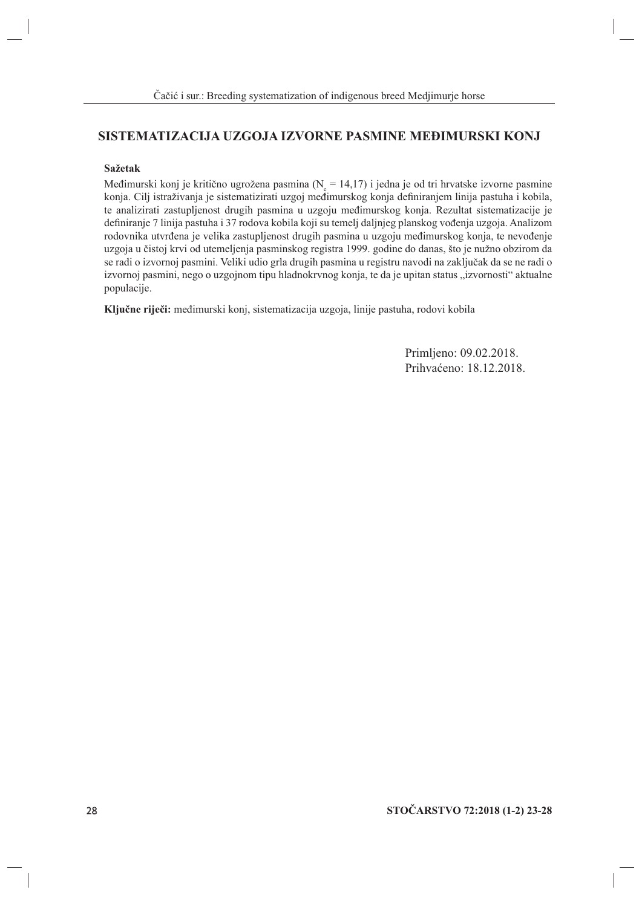## SISTEMATIZACIJA UZGOJA IZVORNE PASMINE MEĐIMURSKI KONJ

**Sažetak**

Međimurski konj je kritično ugrožena pasmina ($N_e$ = 14,17) i jedna je od tri hrvatske izvorne pasmine konja. Cilj istraživanja je sistematizirati uzgoj međimurskog konja definiranjem linija pastuha i kobila, te analizirati zastupljenost drugih pasmina u uzgoju međimurskog konja. Rezultat sistematizacije je definiranje 7 linija pastuha i 37 rodova kobila koji su temelj daljnjeg planskog vođenja uzgoja. Analizom rodovnika utvrđena je velika zastupljenost drugih pasmina u uzgoju međimurskog konja, te nevođenje uzgoja u čistoj krvi od utemeljenja pasminskog registra 1999. godine do danas, što je nužno obzirom da se radi o izvornoj pasmini. Veliki udio grla drugih pasmina u registru navodi na zaključak da se ne radi o izvornoj pasmini, nego o uzgojnom tipu hladnokrvnog konja, te da je upitan status „izvornosti" aktualne populacije.

**Ključne riječi:** međimurski konj, sistematizacija uzgoja, linije pastuha, rodovi kobila

Primljeno: 09.02.2018.
Prihvaćeno: 18.12.2018.